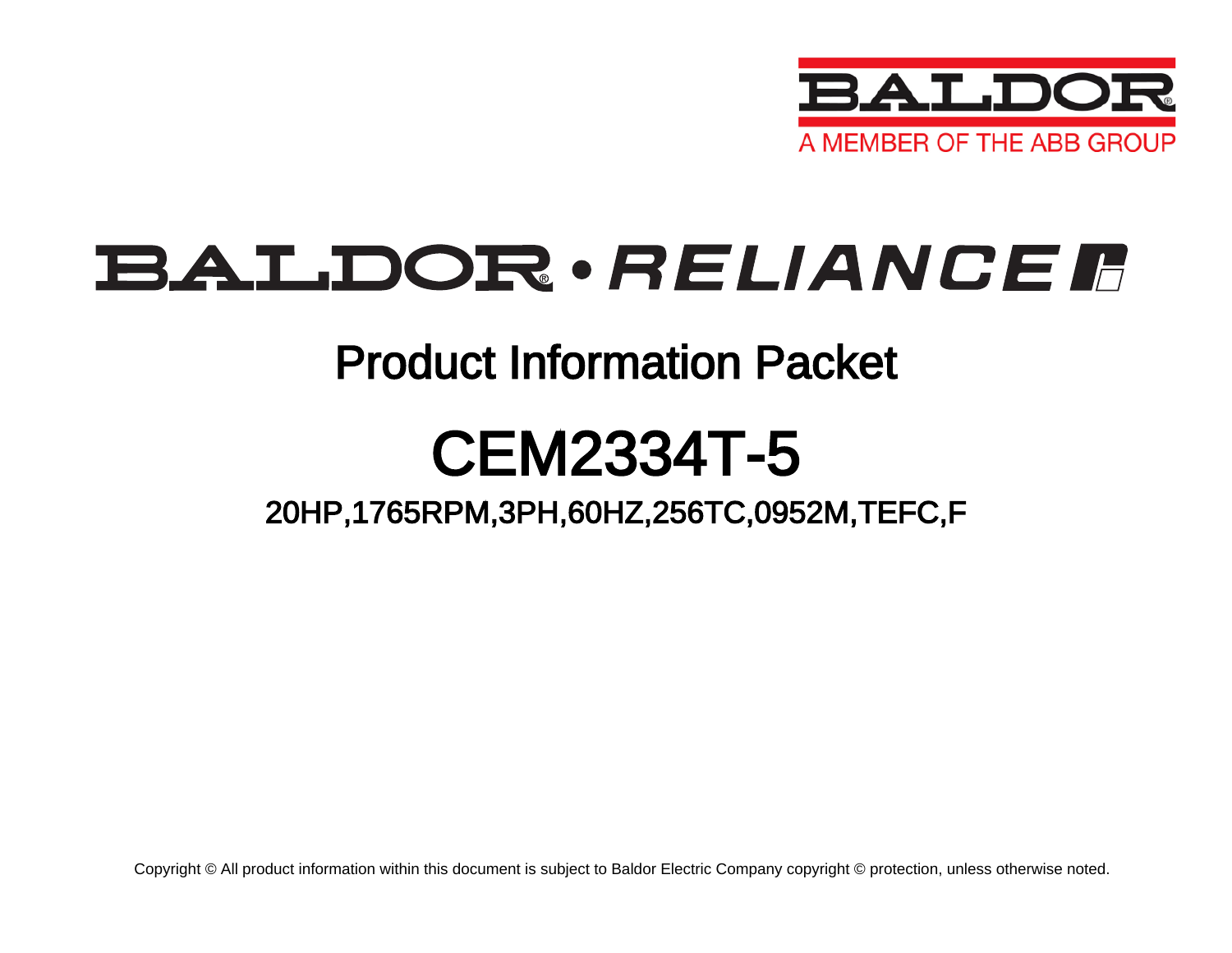BALDOR

A MEMBER OF THE ABB GROUP

BALDOR • RELIANCE

# Product Information Packet

# CEM2334T-5

## 20HP,1765RPM,3PH,60HZ,256TC,0952M,TEFC,F

Copyright © All product information within this document is subject to Baldor Electric Company copyright © protection, unless otherwise noted.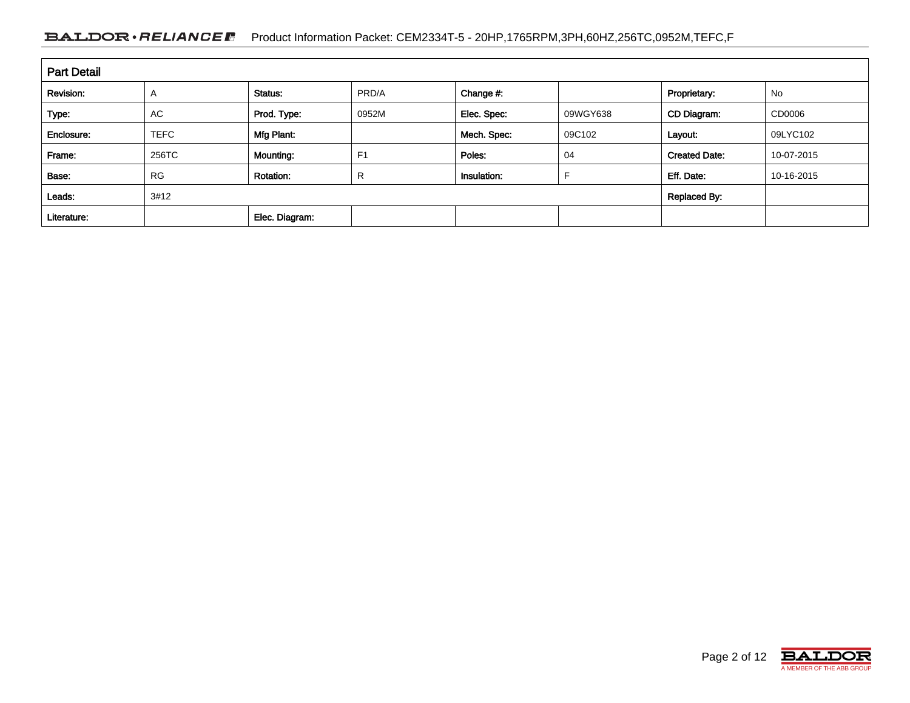## Part Detail

| Revision: | A | Status: | PRD/A | Change #: | | Proprietary: | No |
|---|---|---|---|---|---|---|---|
| Type: | AC | Prod. Type: | 0952M | Elec. Spec: | 09WGY638 | CD Diagram: | CD0006 |
| Enclosure: | TEFC | Mfg Plant: | | Mech. Spec: | 09C102 | Layout: | 09LYC102 |
| Frame: | 256TC | Mounting: | F1 | Poles: | 04 | Created Date: | 10-07-2015 |
| Base: | RG | Rotation: | R | Insulation: | F | Eff. Date: | 10-16-2015 |
| Leads: | 3#12 | | | | | Replaced By: | |
| Literature: | | Elec. Diagram: | | | | | |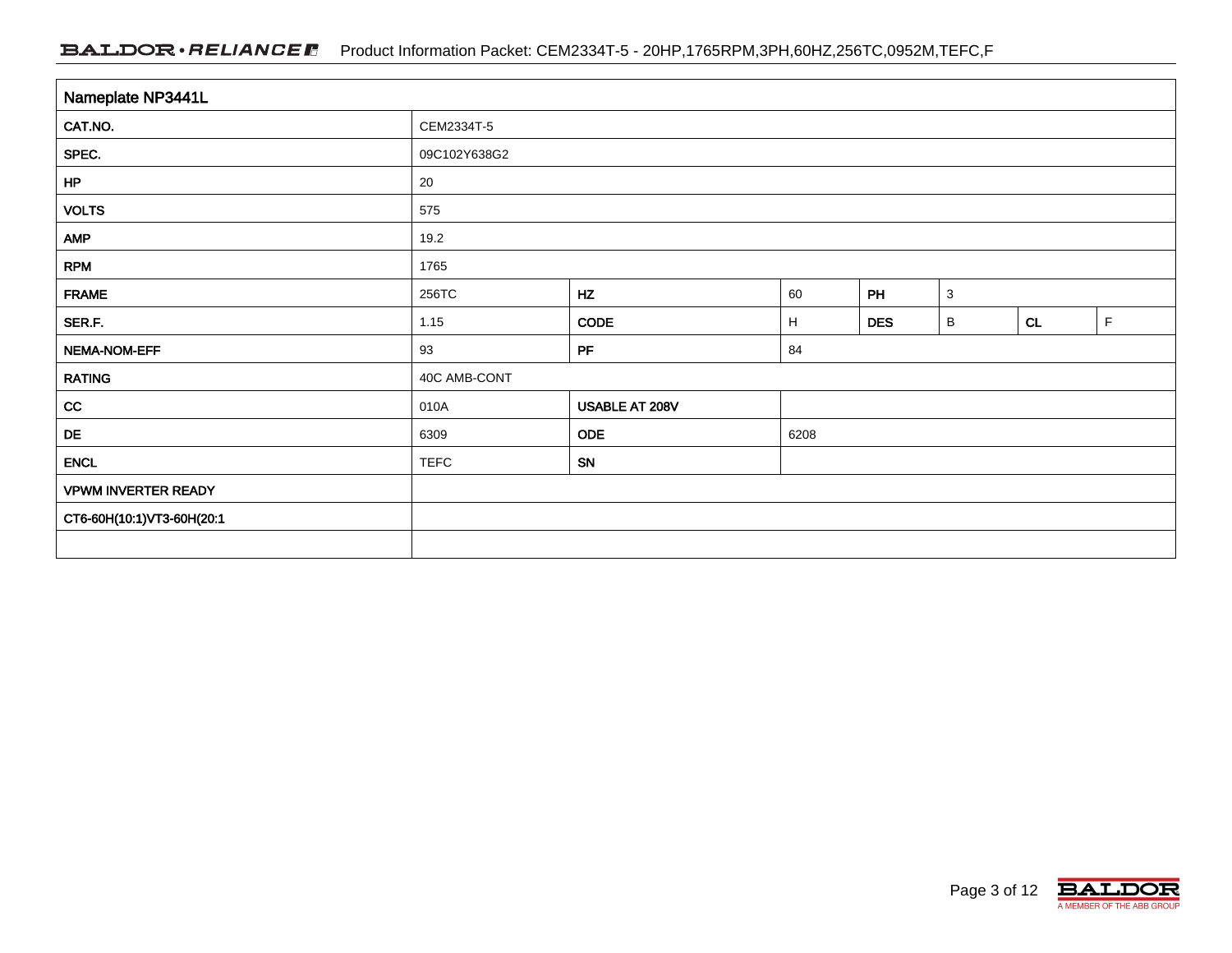| Nameplate NP3441L | | | | | | | |
|---|---|---|---|---|---|---|---|
| CAT.NO. | CEM2334T-5 | | | | | | |
| SPEC. | 09C102Y638G2 | | | | | | |
| HP | 20 | | | | | | |
| VOLTS | 575 | | | | | | |
| AMP | 19.2 | | | | | | |
| RPM | 1765 | | | | | | |
| FRAME | 256TC | HZ | 60 | PH | 3 | | |
| SER.F. | 1.15 | CODE | H | DES | B | CL | F |
| NEMA-NOM-EFF | 93 | PF | 84 | | | | |
| RATING | 40C AMB-CONT | | | | | | |
| CC | 010A | USABLE AT 208V | | | | | |
| DE | 6309 | ODE | 6208 | | | | |
| ENCL | TEFC | SN | | | | | |
| VPWM INVERTER READY | | | | | | | |
| CT6-60H(10:1)VT3-60H(20:1 | | | | | | | |
| | | | | | | | |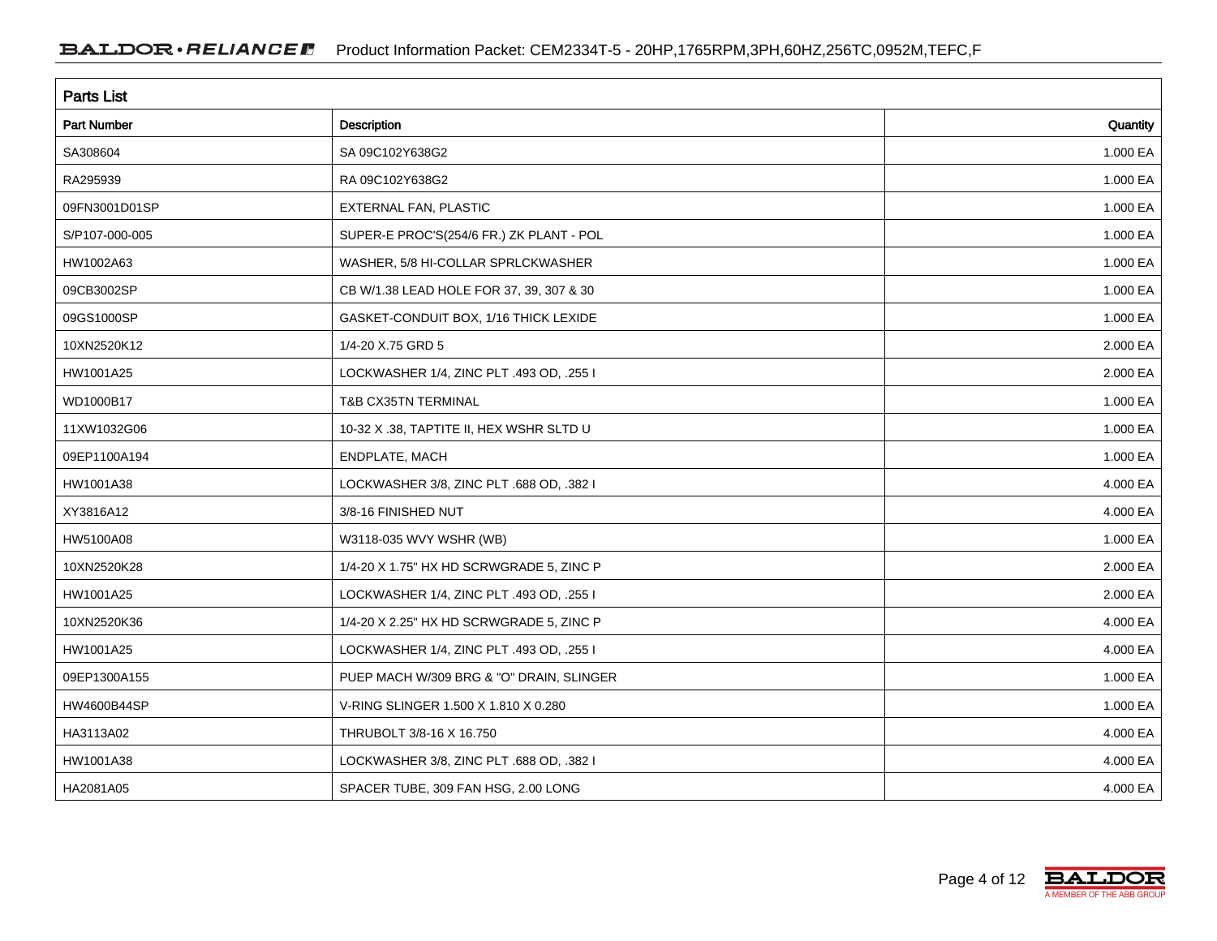## Parts List

| Part Number | Description | Quantity |
|---|---|---|
| SA308604 | SA 09C102Y638G2 | 1.000 EA |
| RA295939 | RA 09C102Y638G2 | 1.000 EA |
| 09FN3001D01SP | EXTERNAL FAN, PLASTIC | 1.000 EA |
| S/P107-000-005 | SUPER-E PROC'S(254/6 FR.) ZK PLANT - POL | 1.000 EA |
| HW1002A63 | WASHER, 5/8 HI-COLLAR SPRLCKWASHER | 1.000 EA |
| 09CB3002SP | CB W/1.38 LEAD HOLE FOR 37, 39, 307 & 30 | 1.000 EA |
| 09GS1000SP | GASKET-CONDUIT BOX, 1/16 THICK LEXIDE | 1.000 EA |
| 10XN2520K12 | 1/4-20 X.75 GRD 5 | 2.000 EA |
| HW1001A25 | LOCKWASHER 1/4, ZINC PLT .493 OD, .255 I | 2.000 EA |
| WD1000B17 | T&B CX35TN TERMINAL | 1.000 EA |
| 11XW1032G06 | 10-32 X .38, TAPTITE II, HEX WSHR SLTD U | 1.000 EA |
| 09EP1100A194 | ENDPLATE, MACH | 1.000 EA |
| HW1001A38 | LOCKWASHER 3/8, ZINC PLT .688 OD, .382 I | 4.000 EA |
| XY3816A12 | 3/8-16 FINISHED NUT | 4.000 EA |
| HW5100A08 | W3118-035 WVY WSHR (WB) | 1.000 EA |
| 10XN2520K28 | 1/4-20 X 1.75" HX HD SCRWGRADE 5, ZINC P | 2.000 EA |
| HW1001A25 | LOCKWASHER 1/4, ZINC PLT .493 OD, .255 I | 2.000 EA |
| 10XN2520K36 | 1/4-20 X 2.25" HX HD SCRWGRADE 5, ZINC P | 4.000 EA |
| HW1001A25 | LOCKWASHER 1/4, ZINC PLT .493 OD, .255 I | 4.000 EA |
| 09EP1300A155 | PUEP MACH W/309 BRG & "O" DRAIN, SLINGER | 1.000 EA |
| HW4600B44SP | V-RING SLINGER 1.500 X 1.810 X 0.280 | 1.000 EA |
| HA3113A02 | THRUBOLT 3/8-16 X 16.750 | 4.000 EA |
| HW1001A38 | LOCKWASHER 3/8, ZINC PLT .688 OD, .382 I | 4.000 EA |
| HA2081A05 | SPACER TUBE, 309 FAN HSG, 2.00 LONG | 4.000 EA |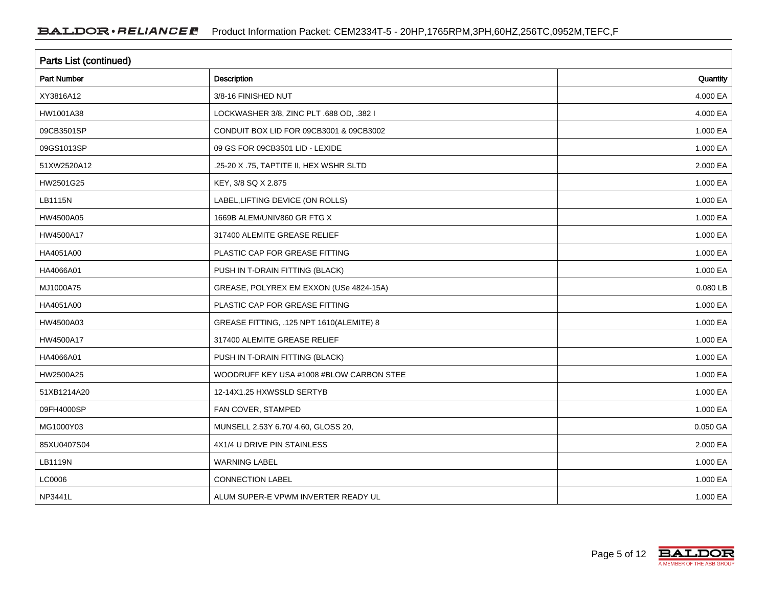## Parts List (continued)

| Part Number | Description | Quantity |
|---|---|---|
| XY3816A12 | 3/8-16 FINISHED NUT | 4.000 EA |
| HW1001A38 | LOCKWASHER 3/8, ZINC PLT .688 OD, .382 I | 4.000 EA |
| 09CB3501SP | CONDUIT BOX LID FOR 09CB3001 & 09CB3002 | 1.000 EA |
| 09GS1013SP | 09 GS FOR 09CB3501 LID - LEXIDE | 1.000 EA |
| 51XW2520A12 | .25-20 X .75, TAPTITE II, HEX WSHR SLTD | 2.000 EA |
| HW2501G25 | KEY, 3/8 SQ X 2.875 | 1.000 EA |
| LB1115N | LABEL,LIFTING DEVICE (ON ROLLS) | 1.000 EA |
| HW4500A05 | 1669B ALEM/UNIV860 GR FTG X | 1.000 EA |
| HW4500A17 | 317400 ALEMITE GREASE RELIEF | 1.000 EA |
| HA4051A00 | PLASTIC CAP FOR GREASE FITTING | 1.000 EA |
| HA4066A01 | PUSH IN T-DRAIN FITTING (BLACK) | 1.000 EA |
| MJ1000A75 | GREASE, POLYREX EM EXXON (USe 4824-15A) | 0.080 LB |
| HA4051A00 | PLASTIC CAP FOR GREASE FITTING | 1.000 EA |
| HW4500A03 | GREASE FITTING, .125 NPT 1610(ALEMITE) 8 | 1.000 EA |
| HW4500A17 | 317400 ALEMITE GREASE RELIEF | 1.000 EA |
| HA4066A01 | PUSH IN T-DRAIN FITTING (BLACK) | 1.000 EA |
| HW2500A25 | WOODRUFF KEY USA #1008 #BLOW CARBON STEE | 1.000 EA |
| 51XB1214A20 | 12-14X1.25 HXWSSLD SERTYB | 1.000 EA |
| 09FH4000SP | FAN COVER, STAMPED | 1.000 EA |
| MG1000Y03 | MUNSELL 2.53Y 6.70/ 4.60, GLOSS 20, | 0.050 GA |
| 85XU0407S04 | 4X1/4 U DRIVE PIN STAINLESS | 2.000 EA |
| LB1119N | WARNING LABEL | 1.000 EA |
| LC0006 | CONNECTION LABEL | 1.000 EA |
| NP3441L | ALUM SUPER-E VPWM INVERTER READY UL | 1.000 EA |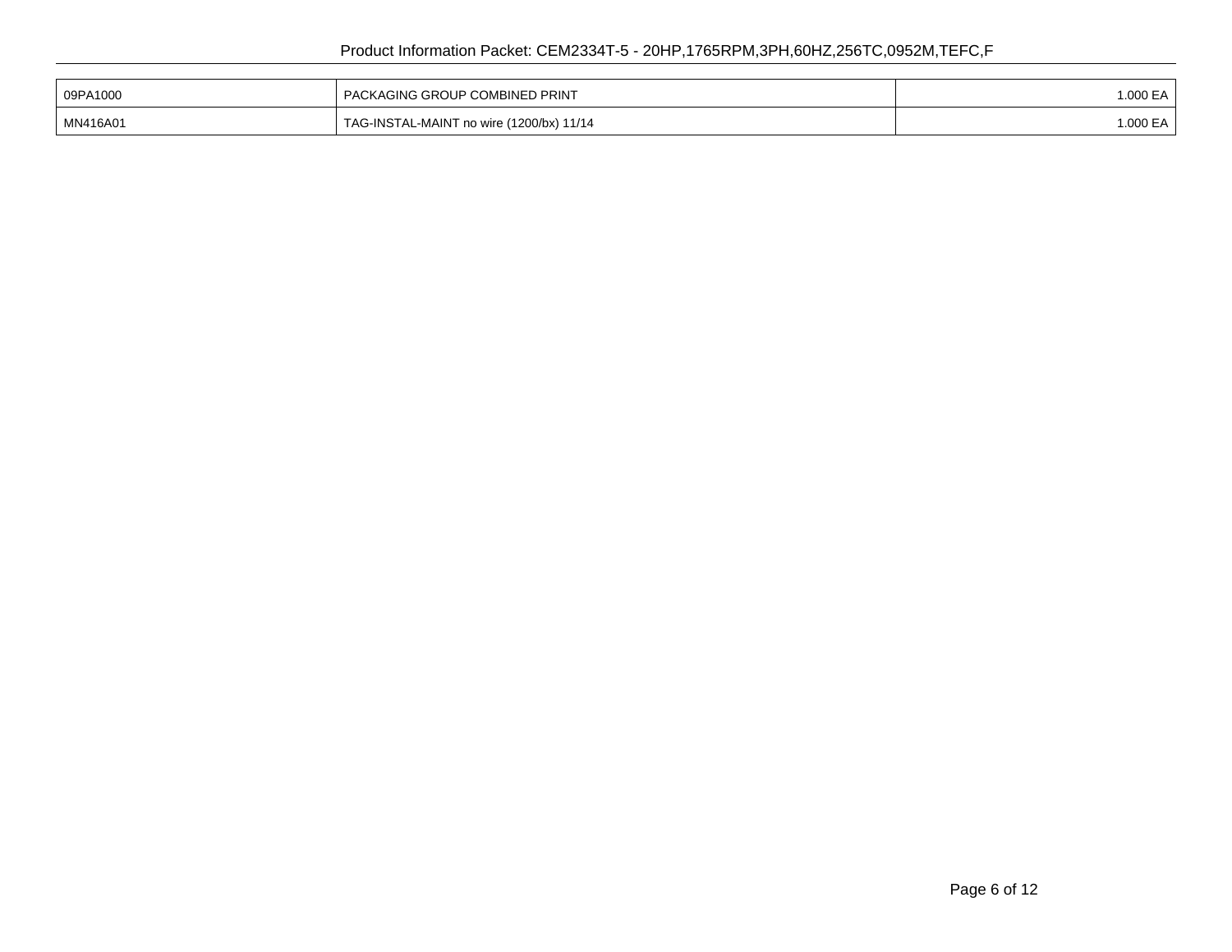| | | |
|---|---|---|
| 09PA1000 | PACKAGING GROUP COMBINED PRINT | 1.000 EA |
| MN416A01 | TAG-INSTAL-MAINT no wire (1200/bx) 11/14 | 1.000 EA |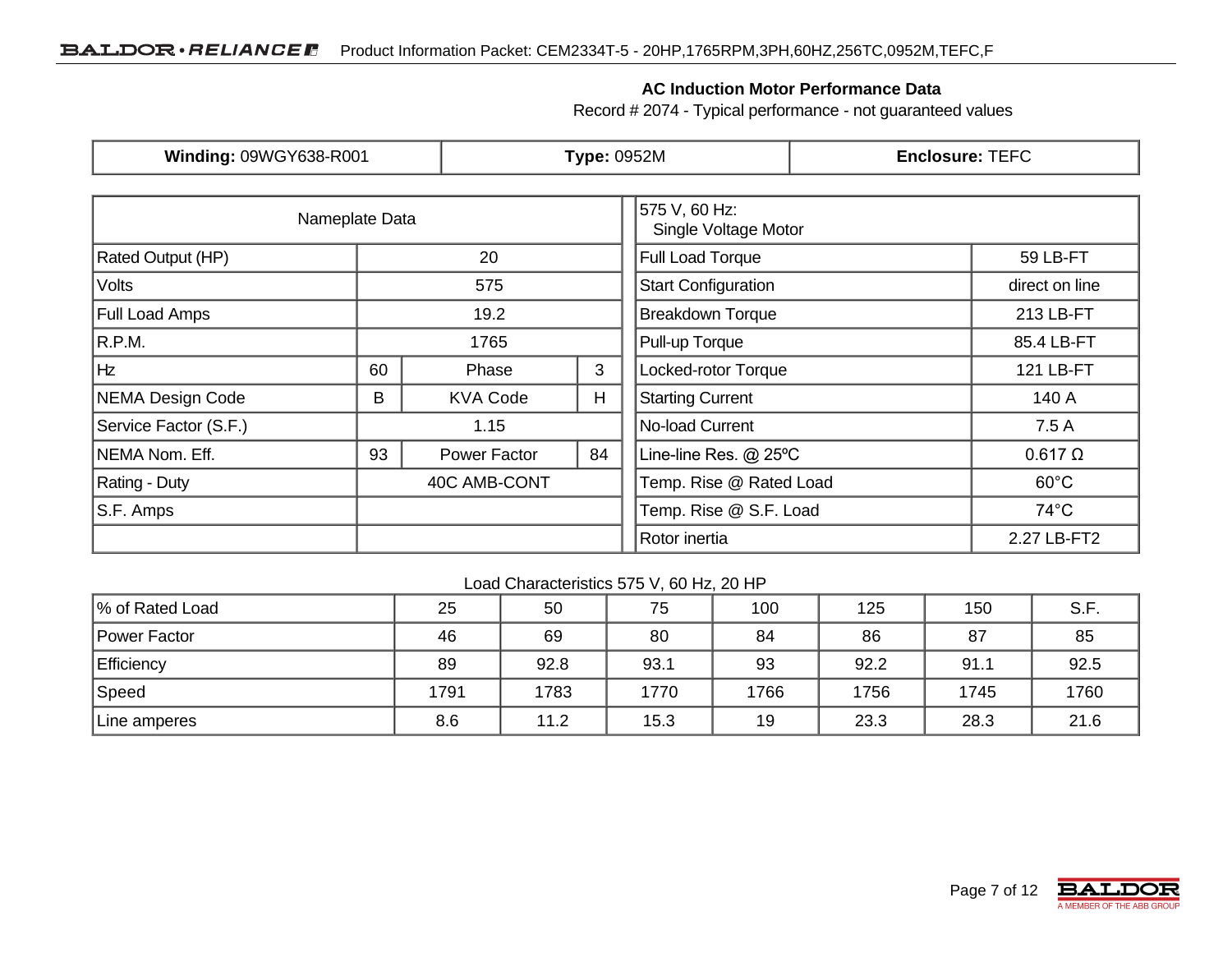## AC Induction Motor Performance Data

Record # 2074 - Typical performance - not guaranteed values

| **Winding:** 09WGY638-R001 | **Type:** 0952M | **Enclosure:** TEFC |
|---|---|---|

| Nameplate Data | | | |
|---|---|---|---|
| Rated Output (HP) | 20 | | |
| Volts | 575 | | |
| Full Load Amps | 19.2 | | |
| R.P.M. | 1765 | | |
| Hz | 60 | Phase | 3 |
| NEMA Design Code | B | KVA Code | H |
| Service Factor (S.F.) | 1.15 | | |
| NEMA Nom. Eff. | 93 | Power Factor | 84 |
| Rating - Duty | 40C AMB-CONT | | |
| S.F. Amps | | | |

| 575 V, 60 Hz: Single Voltage Motor | |
|---|---|
| Full Load Torque | 59 LB-FT |
| Start Configuration | direct on line |
| Breakdown Torque | 213 LB-FT |
| Pull-up Torque | 85.4 LB-FT |
| Locked-rotor Torque | 121 LB-FT |
| Starting Current | 140 A |
| No-load Current | 7.5 A |
| Line-line Res. @ 25ºC | 0.617 Ω |
| Temp. Rise @ Rated Load | 60°C |
| Temp. Rise @ S.F. Load | 74°C |
| Rotor inertia | 2.27 LB-FT2 |

Load Characteristics 575 V, 60 Hz, 20 HP

| % of Rated Load | 25 | 50 | 75 | 100 | 125 | 150 | S.F. |
|---|---|---|---|---|---|---|---|
| Power Factor | 46 | 69 | 80 | 84 | 86 | 87 | 85 |
| Efficiency | 89 | 92.8 | 93.1 | 93 | 92.2 | 91.1 | 92.5 |
| Speed | 1791 | 1783 | 1770 | 1766 | 1756 | 1745 | 1760 |
| Line amperes | 8.6 | 11.2 | 15.3 | 19 | 23.3 | 28.3 | 21.6 |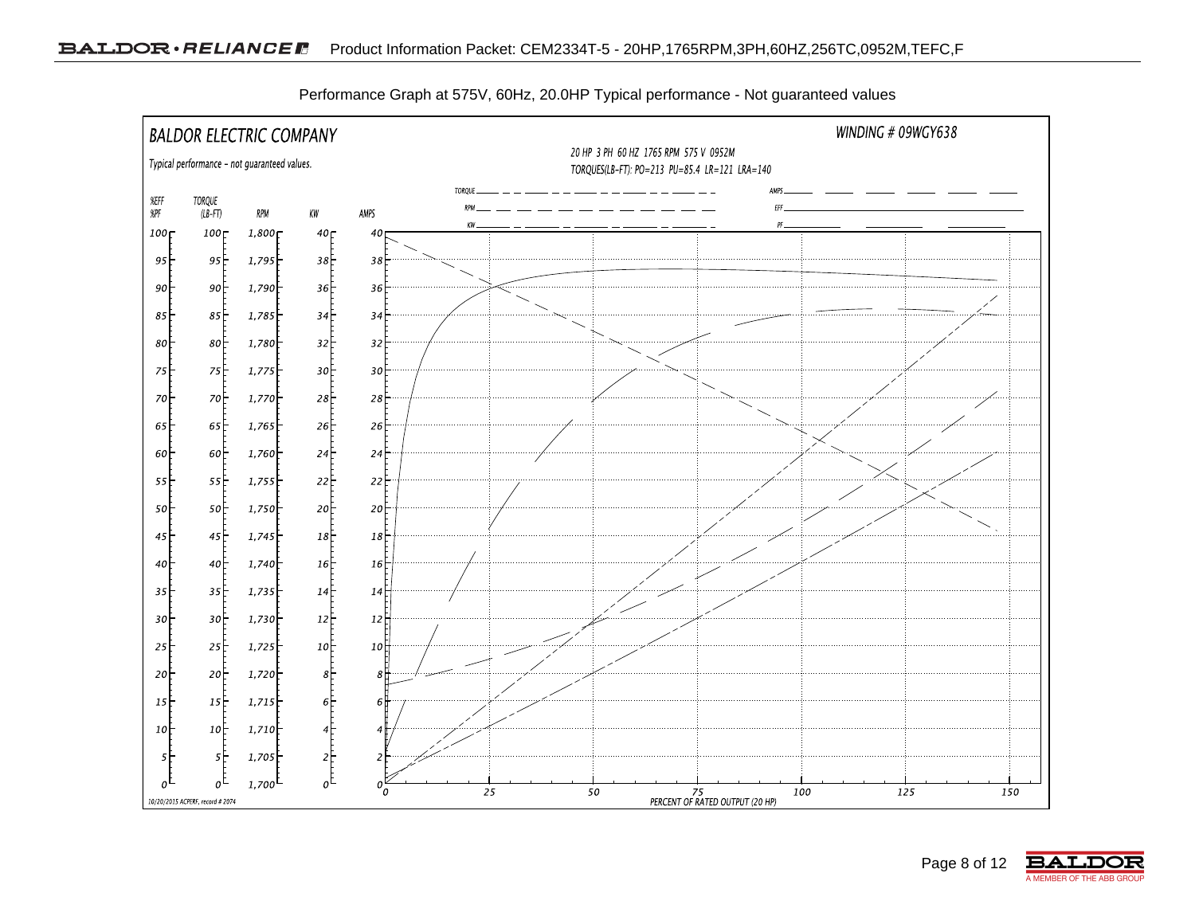Performance Graph at 575V, 60Hz, 20.0HP Typical performance - Not guaranteed values

BALDOR ELECTRIC COMPANY

Typical performance - not guaranteed values.

WINDING # 09WGY638

20 HP 3 PH 60 HZ 1765 RPM 575 V 0952M

TORQUES(LB-FT): PO=213 PU=85.4 LR=121 LRA=140

TORQUE, RPM, KW, AMPS, EFF, PF

| %EFF %PF | TORQUE (LB-FT) | RPM | KW | AMPS |
|---|---|---|---|---|
| 100 | 100 | 1,800 | 40 | 40 |
| 95 | 95 | 1,795 | 38 | 38 |
| 90 | 90 | 1,790 | 36 | 36 |
| 85 | 85 | 1,785 | 34 | 34 |
| 80 | 80 | 1,780 | 32 | 32 |
| 75 | 75 | 1,775 | 30 | 30 |
| 70 | 70 | 1,770 | 28 | 28 |
| 65 | 65 | 1,765 | 26 | 26 |
| 60 | 60 | 1,760 | 24 | 24 |
| 55 | 55 | 1,755 | 22 | 22 |
| 50 | 50 | 1,750 | 20 | 20 |
| 45 | 45 | 1,745 | 18 | 18 |
| 40 | 40 | 1,740 | 16 | 16 |
| 35 | 35 | 1,735 | 14 | 14 |
| 30 | 30 | 1,730 | 12 | 12 |
| 25 | 25 | 1,725 | 10 | 10 |
| 20 | 20 | 1,720 | 8 | 8 |
| 15 | 15 | 1,715 | 6 | 6 |
| 10 | 10 | 1,710 | 4 | 4 |
| 5 | 5 | 1,705 | 2 | 2 |
| 0 | 0 | 1,700 | 0 | 0 |

0 25 50 75 100 125 150

PERCENT OF RATED OUTPUT (20 HP)

10/20/2015 ACPERF, record # 2074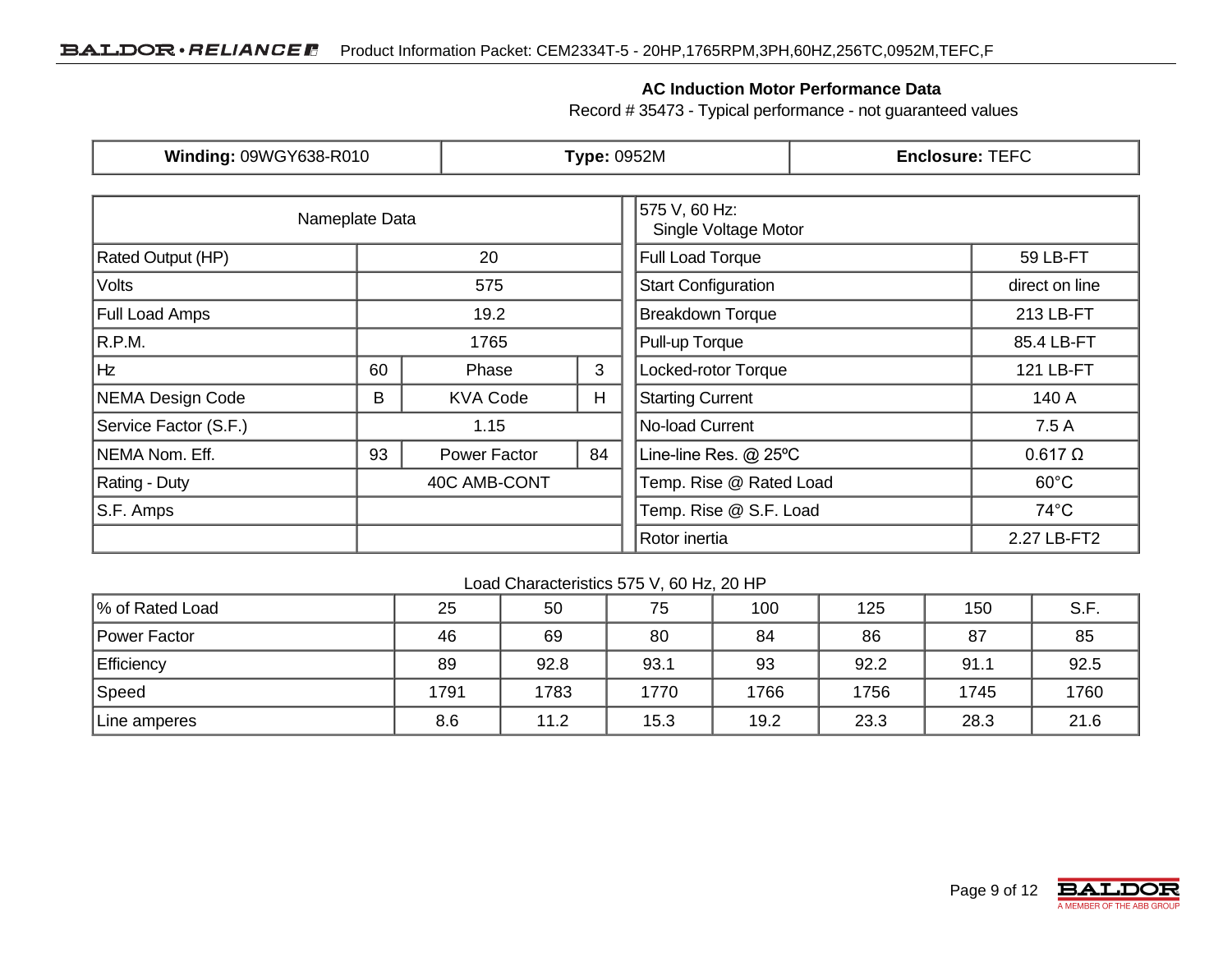## AC Induction Motor Performance Data

Record # 35473 - Typical performance - not guaranteed values

| **Winding:** 09WGY638-R010 | **Type:** 0952M | **Enclosure:** TEFC |
|---|---|---|

| Nameplate Data | | | |
|---|---|---|---|
| Rated Output (HP) | 20 | | |
| Volts | 575 | | |
| Full Load Amps | 19.2 | | |
| R.P.M. | 1765 | | |
| Hz | 60 | Phase | 3 |
| NEMA Design Code | B | KVA Code | H |
| Service Factor (S.F.) | 1.15 | | |
| NEMA Nom. Eff. | 93 | Power Factor | 84 |
| Rating - Duty | 40C AMB-CONT | | |
| S.F. Amps | | | |
| | | | |

| 575 V, 60 Hz: Single Voltage Motor | |
|---|---|
| Full Load Torque | 59 LB-FT |
| Start Configuration | direct on line |
| Breakdown Torque | 213 LB-FT |
| Pull-up Torque | 85.4 LB-FT |
| Locked-rotor Torque | 121 LB-FT |
| Starting Current | 140 A |
| No-load Current | 7.5 A |
| Line-line Res. @ 25ºC | 0.617 Ω |
| Temp. Rise @ Rated Load | 60°C |
| Temp. Rise @ S.F. Load | 74°C |
| Rotor inertia | 2.27 LB-FT2 |

Load Characteristics 575 V, 60 Hz, 20 HP

| % of Rated Load | 25 | 50 | 75 | 100 | 125 | 150 | S.F. |
|---|---|---|---|---|---|---|---|
| Power Factor | 46 | 69 | 80 | 84 | 86 | 87 | 85 |
| Efficiency | 89 | 92.8 | 93.1 | 93 | 92.2 | 91.1 | 92.5 |
| Speed | 1791 | 1783 | 1770 | 1766 | 1756 | 1745 | 1760 |
| Line amperes | 8.6 | 11.2 | 15.3 | 19.2 | 23.3 | 28.3 | 21.6 |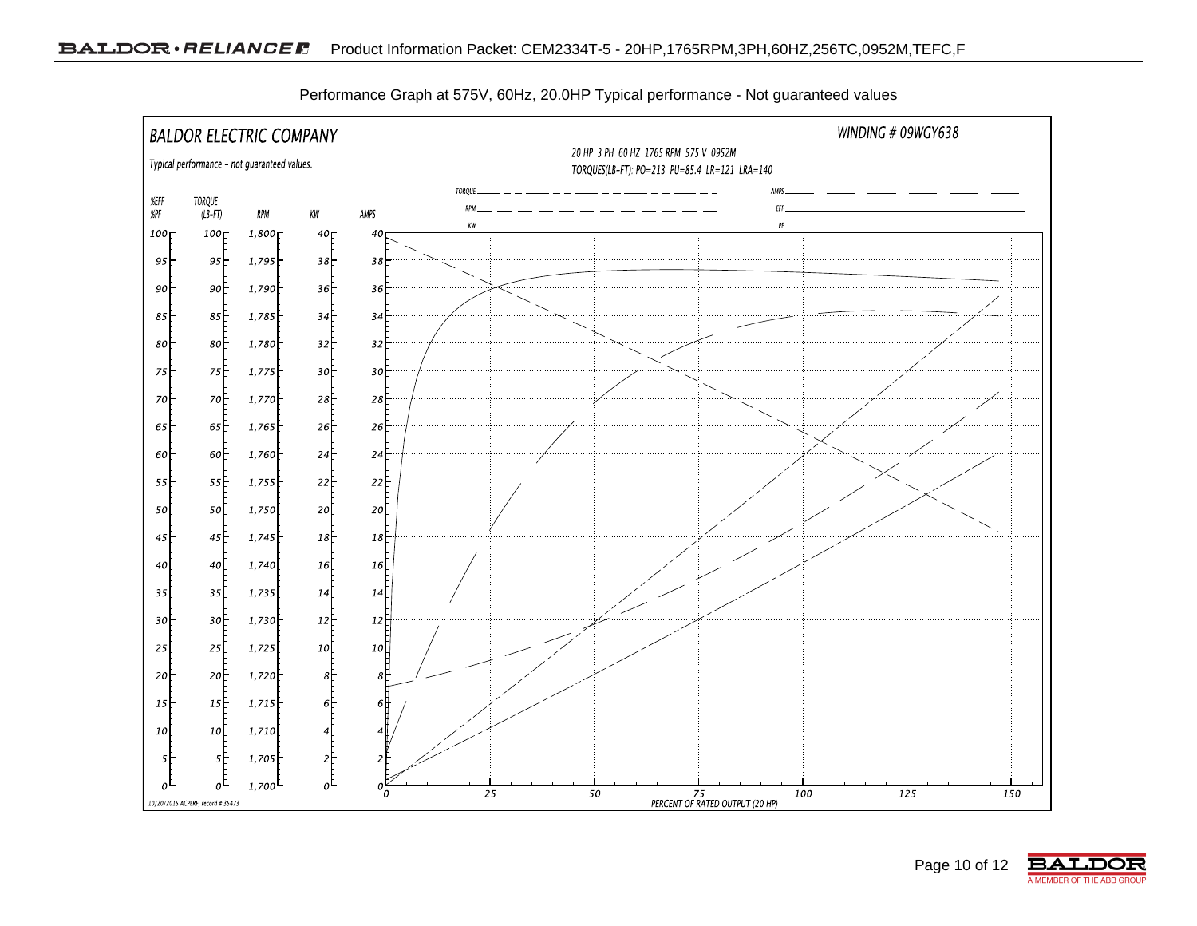Performance Graph at 575V, 60Hz, 20.0HP Typical performance - Not guaranteed values

BALDOR ELECTRIC COMPANY

Typical performance - not guaranteed values.

WINDING # 09WGY638

20 HP 3 PH 60 HZ 1765 RPM 575 V 0952M

TORQUES(LB-FT): PO=213 PU=85.4 LR=121 LRA=140

Legend: TORQUE, RPM, KW, AMPS, EFF, PF

| %EFF %PF | TORQUE (LB-FT) | RPM | KW | AMPS |
|---|---|---|---|---|
| 100 | 100 | 1,800 | 40 | 40 |
| 95 | 95 | 1,795 | 38 | 38 |
| 90 | 90 | 1,790 | 36 | 36 |
| 85 | 85 | 1,785 | 34 | 34 |
| 80 | 80 | 1,780 | 32 | 32 |
| 75 | 75 | 1,775 | 30 | 30 |
| 70 | 70 | 1,770 | 28 | 28 |
| 65 | 65 | 1,765 | 26 | 26 |
| 60 | 60 | 1,760 | 24 | 24 |
| 55 | 55 | 1,755 | 22 | 22 |
| 50 | 50 | 1,750 | 20 | 20 |
| 45 | 45 | 1,745 | 18 | 18 |
| 40 | 40 | 1,740 | 16 | 16 |
| 35 | 35 | 1,735 | 14 | 14 |
| 30 | 30 | 1,730 | 12 | 12 |
| 25 | 25 | 1,725 | 10 | 10 |
| 20 | 20 | 1,720 | 8 | 8 |
| 15 | 15 | 1,715 | 6 | 6 |
| 10 | 10 | 1,710 | 4 | 4 |
| 5 | 5 | 1,705 | 2 | 2 |
| 0 | 0 | 1,700 | 0 | 0 |

PERCENT OF RATED OUTPUT (20 HP): 0, 25, 50, 75, 100, 125, 150

10/20/2015 ACPERF, record # 35473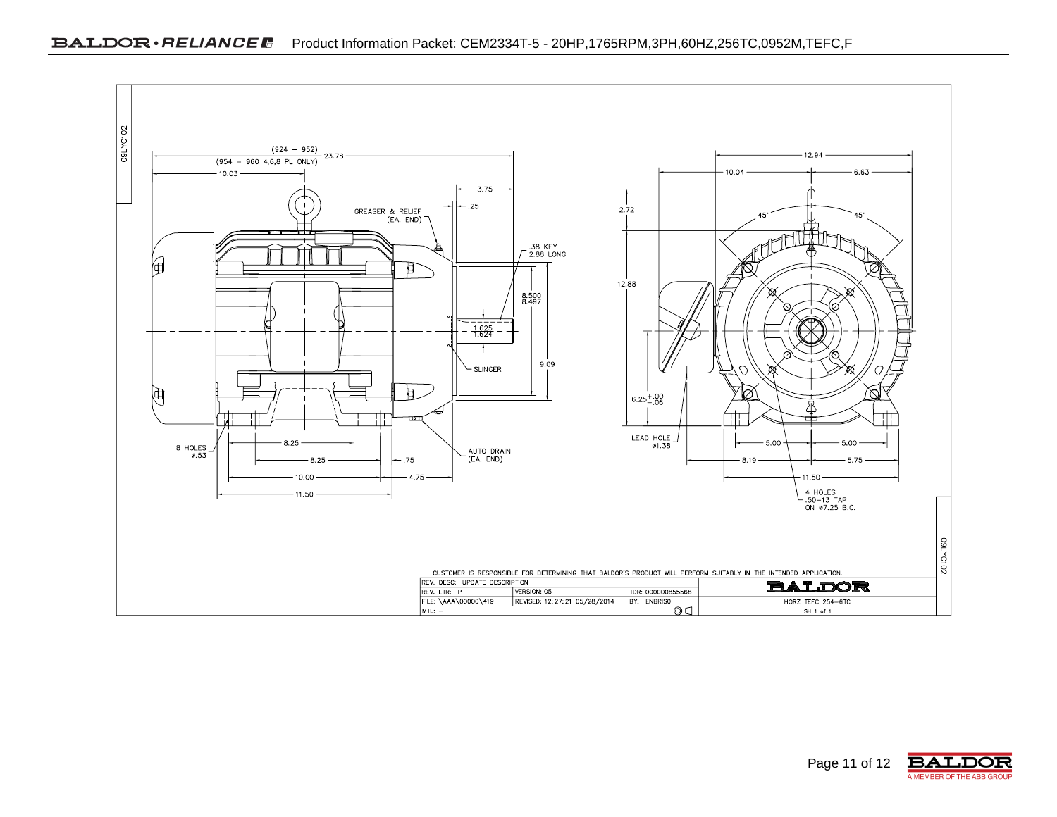09LYC102

(924 – 952)
(954 – 960 4,6,8 PL ONLY) 23.78

10.03

3.75

.25

GREASER & RELIEF (EA. END)

.38 KEY 2.88 LONG

8.500
8.497

1.625
1.624

SLINGER

9.09

8 HOLES ⌀.53

8.25

8.25

.75

10.00

4.75

11.50

AUTO DRAIN (EA. END)

12.94

10.04

6.63

2.72

45°

45°

12.88

6.25 +.00 −.06

LEAD HOLE ⌀1.38

5.00

5.00

8.19

5.75

11.50

4 HOLES
.50–13 TAP
ON ⌀7.25 B.C.

CUSTOMER IS RESPONSIBLE FOR DETERMINING THAT BALDOR'S PRODUCT WILL PERFORM SUITABLY IN THE INTENDED APPLICATION.

| REV. DESC: UPDATE DESCRIPTION | | | BALDOR |
|---|---|---|---|
| REV. LTR: P | VERSION: 05 | TDR: 000000855568 | |
| FILE: \AAA\00000\419 | REVISED: 12:27:21 05/28/2014 | BY: ENBRISO | HORZ TEFC 254–6TC |
| MTL: – | | | SH 1 of 1 |

09LYC102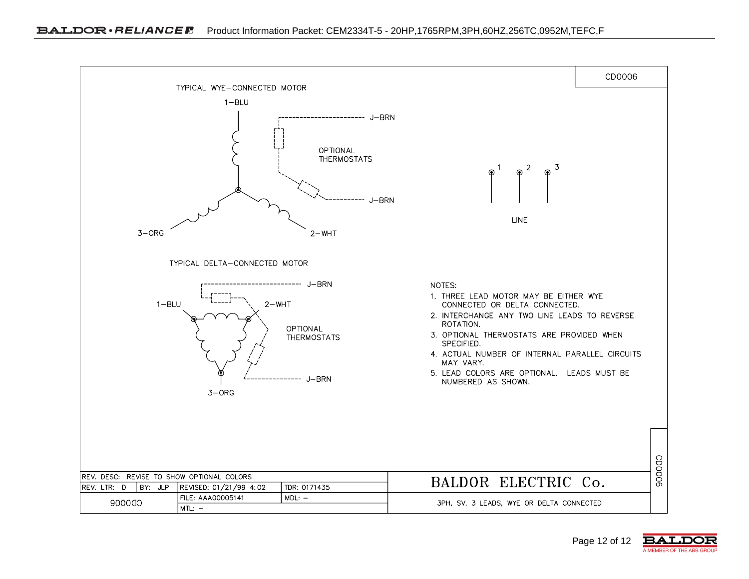CD0006

TYPICAL WYE–CONNECTED MOTOR

1–BLU

J–BRN

OPTIONAL THERMOSTATS

J–BRN

3–ORG

2–WHT

1 2 3

LINE

TYPICAL DELTA–CONNECTED MOTOR

J–BRN

1–BLU

2–WHT

OPTIONAL THERMOSTATS

J–BRN

3–ORG

NOTES:

1. THREE LEAD MOTOR MAY BE EITHER WYE CONNECTED OR DELTA CONNECTED.
2. INTERCHANGE ANY TWO LINE LEADS TO REVERSE ROTATION.
3. OPTIONAL THERMOSTATS ARE PROVIDED WHEN SPECIFIED.
4. ACTUAL NUMBER OF INTERNAL PARALLEL CIRCUITS MAY VARY.
5. LEAD COLORS ARE OPTIONAL. LEADS MUST BE NUMBERED AS SHOWN.

| | | | | |
|---|---|---|---|---|
| REV. DESC: REVISE TO SHOW OPTIONAL COLORS | | | | BALDOR ELECTRIC Co. |
| REV. LTR: D | BY: JLP | REVISED: 01/21/99 4:02 | TDR: 0171435 | |
| CD0006 | | FILE: AAA00005141 | MDL: – | 3PH, SV, 3 LEADS, WYE OR DELTA CONNECTED |
| | | MTL: – | | |

CD0006